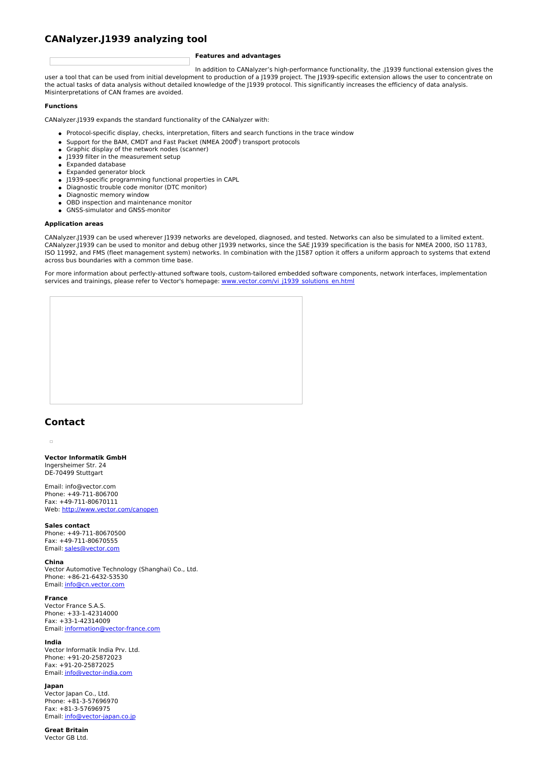# CANalyzer.J1939 analyzing tool

**Features and advantages**

In addition to CANalyzer's high-performance functionality, the .J1939 functional extension gives the user a tool that can be used from initial development to production of a J1939 project. The J1939-specific extension allows the user to concentrate on the actual tasks of data analysis without detailed knowledge of the J1939 protocol. This significantly increases the efficiency of data analysis. Misinterpretations of CAN frames are avoided.

**Functions**

CANalyzer.J1939 expands the standard functionality of the CANalyzer with:

- Protocol-specific display, checks, interpretation, filters and search functions in the trace window
- Support for the BAM, CMDT and Fast Packet (NMEA 2000®) transport protocols
- Graphic display of the network nodes (scanner)
- J1939 filter in the measurement setup
- Expanded database
- Expanded generator block
- J1939-specific programming functional properties in CAPL
- Diagnostic trouble code monitor (DTC monitor)
- Diagnostic memory window
- OBD inspection and maintenance monitor
- GNSS-simulator and GNSS-monitor

**Application areas**

CANalyzer.J1939 can be used wherever J1939 networks are developed, diagnosed, and tested. Networks can also be simulated to a limited extent. CANalyzer.J1939 can be used to monitor and debug other J1939 networks, since the SAE J1939 specification is the basis for NMEA 2000, ISO 11783, ISO 11992, and FMS (fleet management system) networks. In combination with the J1587 option it offers a uniform approach to systems that extend across bus boundaries with a common time base.

For more information about perfectly-attuned software tools, custom-tailored embedded software components, network interfaces, implementation services and trainings, please refer to Vector's homepage: www.vector.com/vi_j1939_solutions_en.html

## Contact

**Vector Informatik GmbH**
Ingersheimer Str. 24
DE-70499 Stuttgart

Email: info@vector.com
Phone: +49-711-806700
Fax: +49-711-80670111
Web: http://www.vector.com/canopen

**Sales contact**
Phone: +49-711-80670500
Fax: +49-711-80670555
Email: sales@vector.com

**China**
Vector Automotive Technology (Shanghai) Co., Ltd.
Phone: +86-21-6432-53530
Email: info@cn.vector.com

**France**
Vector France S.A.S.
Phone: +33-1-42314000
Fax: +33-1-42314009
Email: information@vector-france.com

**India**
Vector Informatik India Prv. Ltd.
Phone: +91-20-25872023
Fax: +91-20-25872025
Email: info@vector-india.com

**Japan**
Vector Japan Co., Ltd.
Phone: +81-3-57696970
Fax: +81-3-57696975
Email: info@vector-japan.co.jp

**Great Britain**
Vector GB Ltd.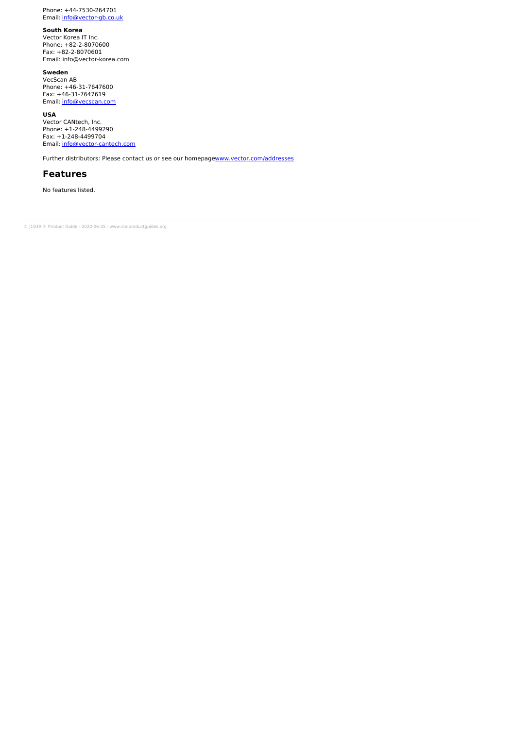Phone: +44-7530-264701
Email: info@vector-gb.co.uk

**South Korea**
Vector Korea IT Inc.
Phone: +82-2-8070600
Fax: +82-2-8070601
Email: info@vector-korea.com

**Sweden**
VecScan AB
Phone: +46-31-7647600
Fax: +46-31-7647619
Email: info@vecscan.com

**USA**
Vector CANtech, Inc.
Phone: +1-248-4499290
Fax: +1-248-4499704
Email: info@vector-cantech.com

Further distributors: Please contact us or see our homepagewww.vector.com/addresses

## Features

No features listed.